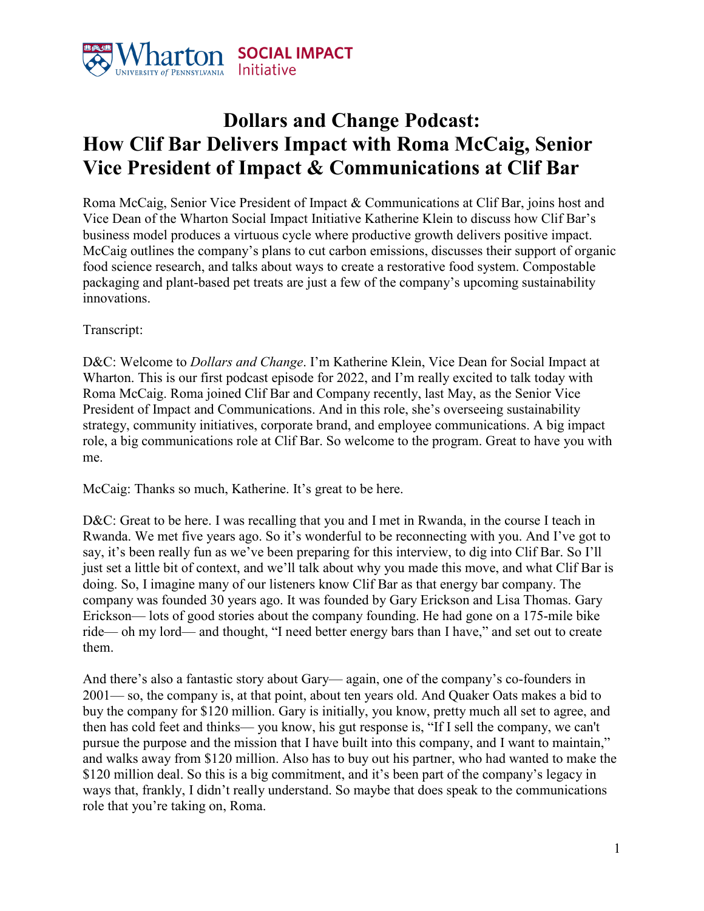# Dollars and Change Podcast: How Clif Bar Delivers Impact with Roma McCaig, Senior Vice President of Impact & Communications at Clif Bar

Roma McCaig, Senior Vice President of Impact & Communications at Clif Bar, joins host and Vice Dean of the Wharton Social Impact Initiative Katherine Klein to discuss how Clif Bar's business model produces a virtuous cycle where productive growth delivers positive impact. McCaig outlines the company's plans to cut carbon emissions, discusses their support of organic food science research, and talks about ways to create a restorative food system. Compostable packaging and plant-based pet treats are just a few of the company's upcoming sustainability innovations.

Transcript:

D&C: Welcome to *Dollars and Change*. I'm Katherine Klein, Vice Dean for Social Impact at Wharton. This is our first podcast episode for 2022, and I'm really excited to talk today with Roma McCaig. Roma joined Clif Bar and Company recently, last May, as the Senior Vice President of Impact and Communications. And in this role, she's overseeing sustainability strategy, community initiatives, corporate brand, and employee communications. A big impact role, a big communications role at Clif Bar. So welcome to the program. Great to have you with me.

McCaig: Thanks so much, Katherine. It's great to be here.

D&C: Great to be here. I was recalling that you and I met in Rwanda, in the course I teach in Rwanda. We met five years ago. So it's wonderful to be reconnecting with you. And I've got to say, it's been really fun as we've been preparing for this interview, to dig into Clif Bar. So I'll just set a little bit of context, and we'll talk about why you made this move, and what Clif Bar is doing. So, I imagine many of our listeners know Clif Bar as that energy bar company. The company was founded 30 years ago. It was founded by Gary Erickson and Lisa Thomas. Gary Erickson— lots of good stories about the company founding. He had gone on a 175-mile bike ride— oh my lord— and thought, "I need better energy bars than I have," and set out to create them.

And there's also a fantastic story about Gary— again, one of the company's co-founders in 2001— so, the company is, at that point, about ten years old. And Quaker Oats makes a bid to buy the company for $120 million. Gary is initially, you know, pretty much all set to agree, and then has cold feet and thinks— you know, his gut response is, "If I sell the company, we can't pursue the purpose and the mission that I have built into this company, and I want to maintain," and walks away from $120 million. Also has to buy out his partner, who had wanted to make the $120 million deal. So this is a big commitment, and it's been part of the company's legacy in ways that, frankly, I didn't really understand. So maybe that does speak to the communications role that you're taking on, Roma.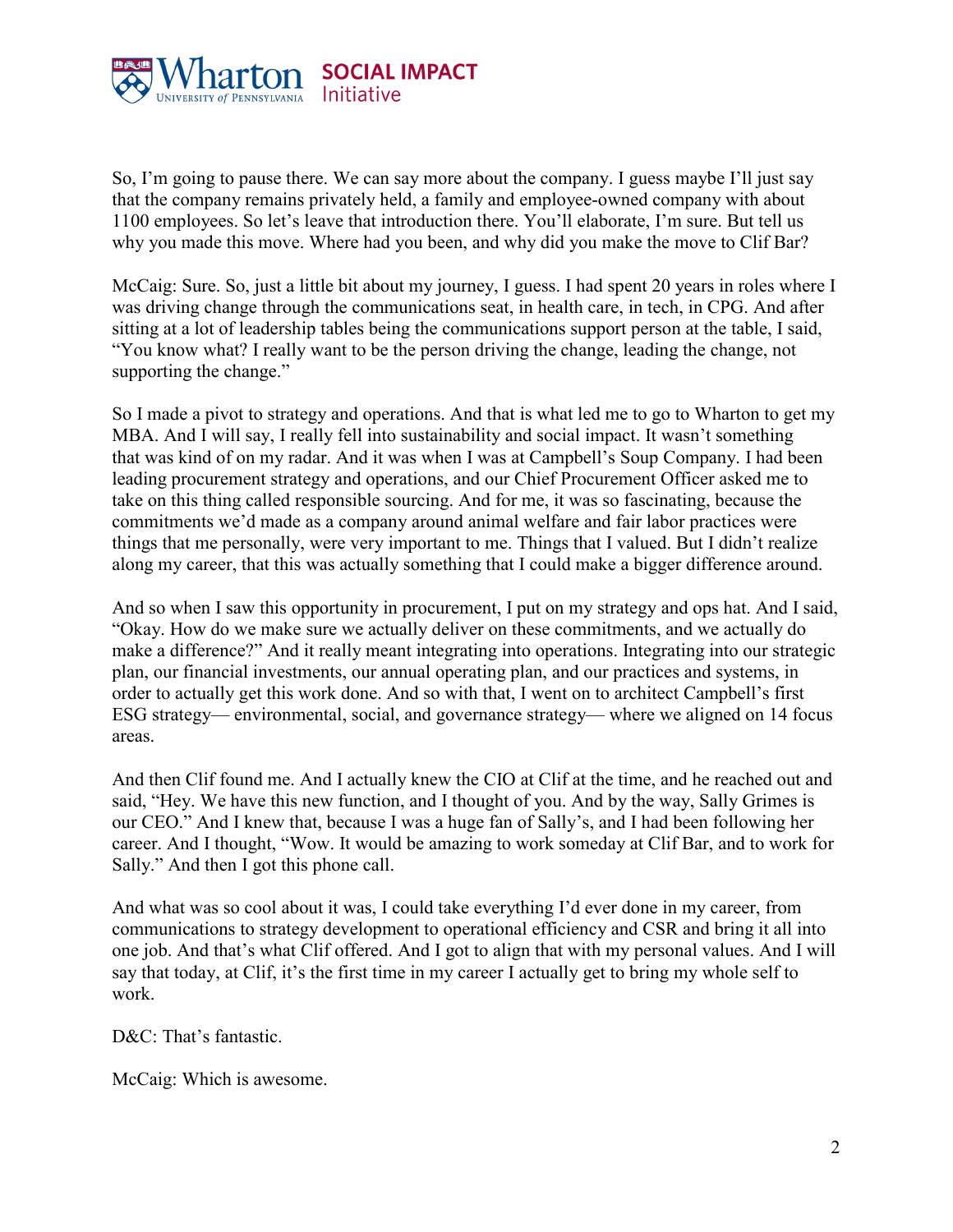So, I'm going to pause there. We can say more about the company. I guess maybe I'll just say that the company remains privately held, a family and employee-owned company with about 1100 employees. So let's leave that introduction there. You'll elaborate, I'm sure. But tell us why you made this move. Where had you been, and why did you make the move to Clif Bar?

McCaig: Sure. So, just a little bit about my journey, I guess. I had spent 20 years in roles where I was driving change through the communications seat, in health care, in tech, in CPG. And after sitting at a lot of leadership tables being the communications support person at the table, I said, "You know what? I really want to be the person driving the change, leading the change, not supporting the change."

So I made a pivot to strategy and operations. And that is what led me to go to Wharton to get my MBA. And I will say, I really fell into sustainability and social impact. It wasn't something that was kind of on my radar. And it was when I was at Campbell's Soup Company. I had been leading procurement strategy and operations, and our Chief Procurement Officer asked me to take on this thing called responsible sourcing. And for me, it was so fascinating, because the commitments we'd made as a company around animal welfare and fair labor practices were things that me personally, were very important to me. Things that I valued. But I didn't realize along my career, that this was actually something that I could make a bigger difference around.

And so when I saw this opportunity in procurement, I put on my strategy and ops hat. And I said, "Okay. How do we make sure we actually deliver on these commitments, and we actually do make a difference?" And it really meant integrating into operations. Integrating into our strategic plan, our financial investments, our annual operating plan, and our practices and systems, in order to actually get this work done. And so with that, I went on to architect Campbell's first ESG strategy— environmental, social, and governance strategy— where we aligned on 14 focus areas.

And then Clif found me. And I actually knew the CIO at Clif at the time, and he reached out and said, "Hey. We have this new function, and I thought of you. And by the way, Sally Grimes is our CEO." And I knew that, because I was a huge fan of Sally's, and I had been following her career. And I thought, "Wow. It would be amazing to work someday at Clif Bar, and to work for Sally." And then I got this phone call.

And what was so cool about it was, I could take everything I'd ever done in my career, from communications to strategy development to operational efficiency and CSR and bring it all into one job. And that's what Clif offered. And I got to align that with my personal values. And I will say that today, at Clif, it's the first time in my career I actually get to bring my whole self to work.

D&C: That's fantastic.

McCaig: Which is awesome.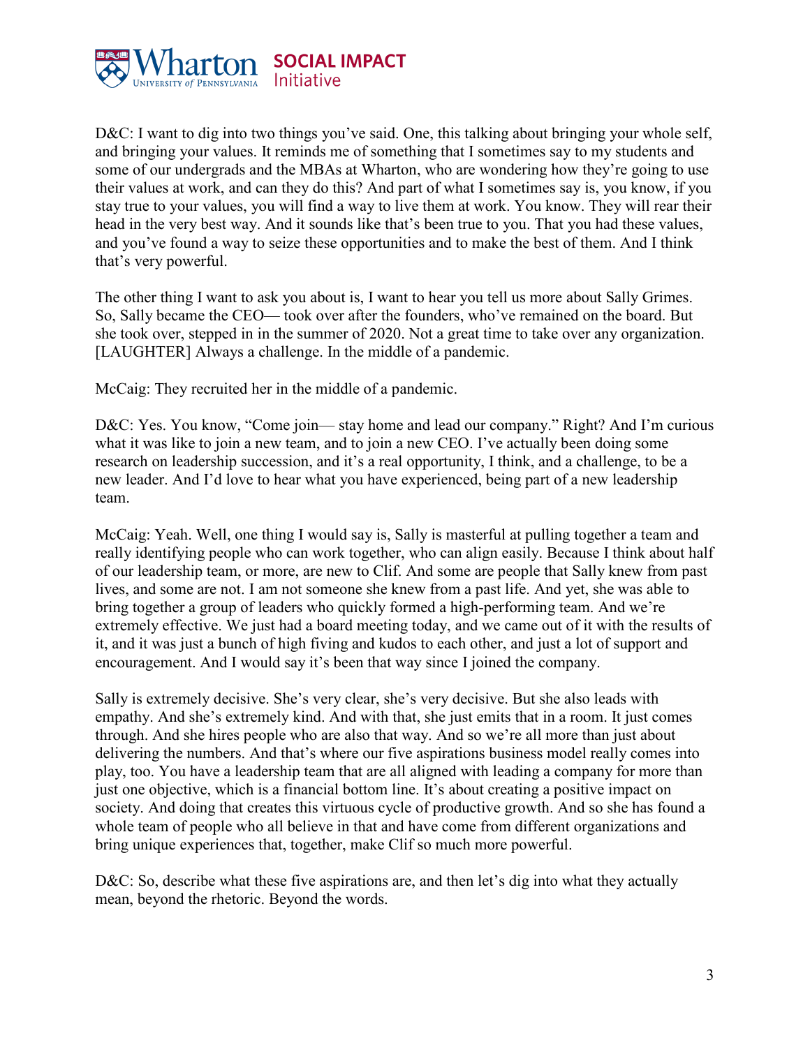D&C: I want to dig into two things you've said. One, this talking about bringing your whole self, and bringing your values. It reminds me of something that I sometimes say to my students and some of our undergrads and the MBAs at Wharton, who are wondering how they're going to use their values at work, and can they do this? And part of what I sometimes say is, you know, if you stay true to your values, you will find a way to live them at work. You know. They will rear their head in the very best way. And it sounds like that's been true to you. That you had these values, and you've found a way to seize these opportunities and to make the best of them. And I think that's very powerful.

The other thing I want to ask you about is, I want to hear you tell us more about Sally Grimes. So, Sally became the CEO— took over after the founders, who've remained on the board. But she took over, stepped in in the summer of 2020. Not a great time to take over any organization. [LAUGHTER] Always a challenge. In the middle of a pandemic.

McCaig: They recruited her in the middle of a pandemic.

D&C: Yes. You know, "Come join— stay home and lead our company." Right? And I'm curious what it was like to join a new team, and to join a new CEO. I've actually been doing some research on leadership succession, and it's a real opportunity, I think, and a challenge, to be a new leader. And I'd love to hear what you have experienced, being part of a new leadership team.

McCaig: Yeah. Well, one thing I would say is, Sally is masterful at pulling together a team and really identifying people who can work together, who can align easily. Because I think about half of our leadership team, or more, are new to Clif. And some are people that Sally knew from past lives, and some are not. I am not someone she knew from a past life. And yet, she was able to bring together a group of leaders who quickly formed a high-performing team. And we're extremely effective. We just had a board meeting today, and we came out of it with the results of it, and it was just a bunch of high fiving and kudos to each other, and just a lot of support and encouragement. And I would say it's been that way since I joined the company.

Sally is extremely decisive. She's very clear, she's very decisive. But she also leads with empathy. And she's extremely kind. And with that, she just emits that in a room. It just comes through. And she hires people who are also that way. And so we're all more than just about delivering the numbers. And that's where our five aspirations business model really comes into play, too. You have a leadership team that are all aligned with leading a company for more than just one objective, which is a financial bottom line. It's about creating a positive impact on society. And doing that creates this virtuous cycle of productive growth. And so she has found a whole team of people who all believe in that and have come from different organizations and bring unique experiences that, together, make Clif so much more powerful.

D&C: So, describe what these five aspirations are, and then let's dig into what they actually mean, beyond the rhetoric. Beyond the words.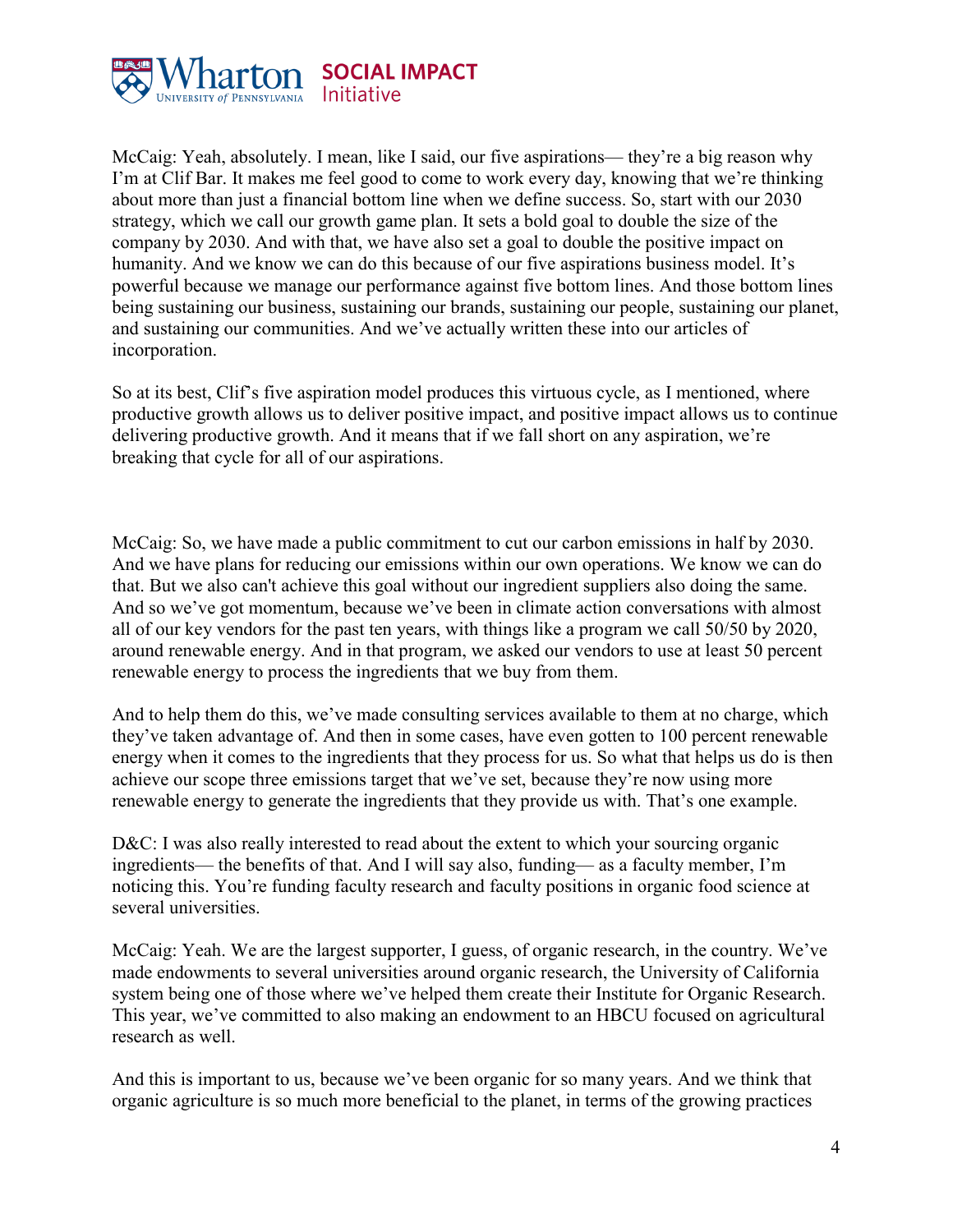McCaig: Yeah, absolutely. I mean, like I said, our five aspirations— they're a big reason why I'm at Clif Bar. It makes me feel good to come to work every day, knowing that we're thinking about more than just a financial bottom line when we define success. So, start with our 2030 strategy, which we call our growth game plan. It sets a bold goal to double the size of the company by 2030. And with that, we have also set a goal to double the positive impact on humanity. And we know we can do this because of our five aspirations business model. It's powerful because we manage our performance against five bottom lines. And those bottom lines being sustaining our business, sustaining our brands, sustaining our people, sustaining our planet, and sustaining our communities. And we've actually written these into our articles of incorporation.

So at its best, Clif's five aspiration model produces this virtuous cycle, as I mentioned, where productive growth allows us to deliver positive impact, and positive impact allows us to continue delivering productive growth. And it means that if we fall short on any aspiration, we're breaking that cycle for all of our aspirations.

McCaig: So, we have made a public commitment to cut our carbon emissions in half by 2030. And we have plans for reducing our emissions within our own operations. We know we can do that. But we also can't achieve this goal without our ingredient suppliers also doing the same. And so we've got momentum, because we've been in climate action conversations with almost all of our key vendors for the past ten years, with things like a program we call 50/50 by 2020, around renewable energy. And in that program, we asked our vendors to use at least 50 percent renewable energy to process the ingredients that we buy from them.

And to help them do this, we've made consulting services available to them at no charge, which they've taken advantage of. And then in some cases, have even gotten to 100 percent renewable energy when it comes to the ingredients that they process for us. So what that helps us do is then achieve our scope three emissions target that we've set, because they're now using more renewable energy to generate the ingredients that they provide us with. That's one example.

D&C: I was also really interested to read about the extent to which your sourcing organic ingredients— the benefits of that. And I will say also, funding— as a faculty member, I'm noticing this. You're funding faculty research and faculty positions in organic food science at several universities.

McCaig: Yeah. We are the largest supporter, I guess, of organic research, in the country. We've made endowments to several universities around organic research, the University of California system being one of those where we've helped them create their Institute for Organic Research. This year, we've committed to also making an endowment to an HBCU focused on agricultural research as well.

And this is important to us, because we've been organic for so many years. And we think that organic agriculture is so much more beneficial to the planet, in terms of the growing practices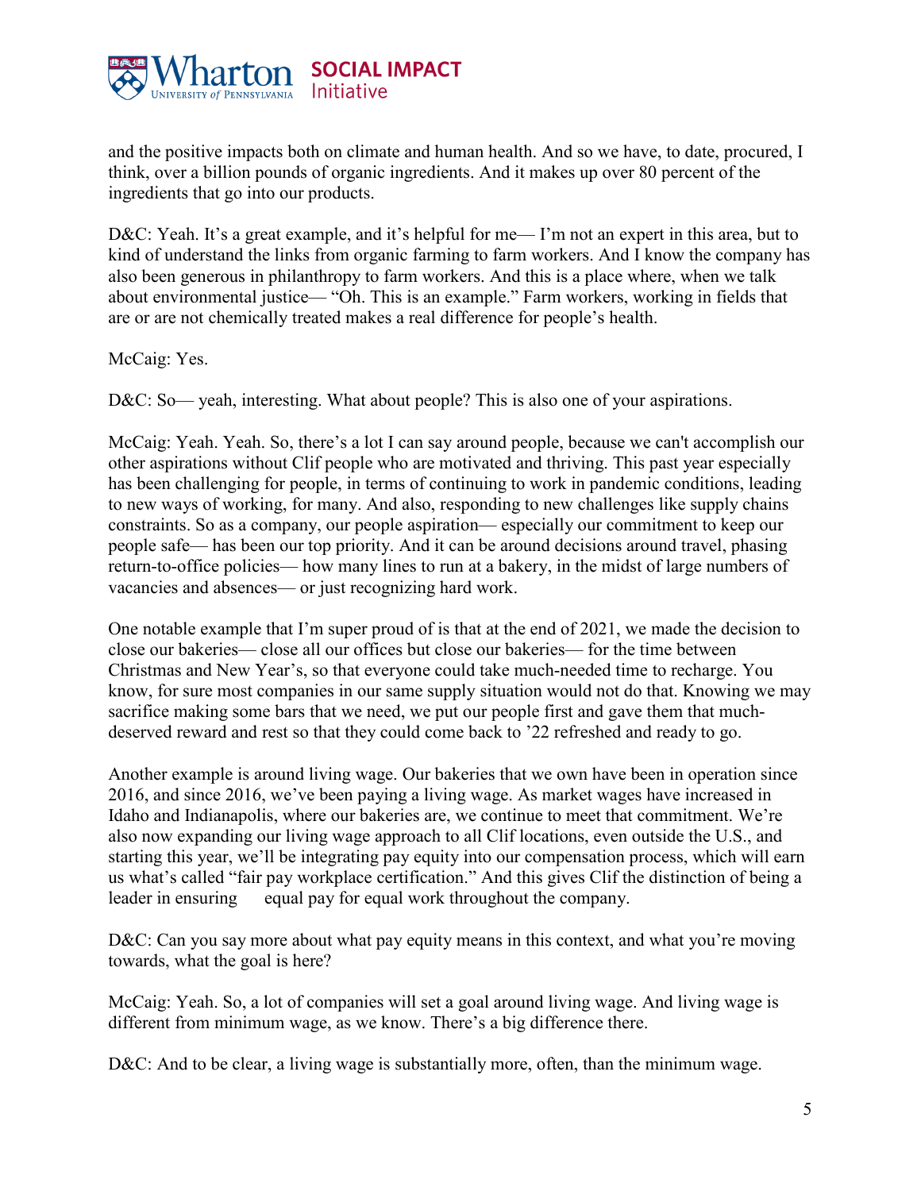and the positive impacts both on climate and human health. And so we have, to date, procured, I think, over a billion pounds of organic ingredients. And it makes up over 80 percent of the ingredients that go into our products.

D&C: Yeah. It's a great example, and it's helpful for me— I'm not an expert in this area, but to kind of understand the links from organic farming to farm workers. And I know the company has also been generous in philanthropy to farm workers. And this is a place where, when we talk about environmental justice— "Oh. This is an example." Farm workers, working in fields that are or are not chemically treated makes a real difference for people's health.

McCaig: Yes.

D&C: So— yeah, interesting. What about people? This is also one of your aspirations.

McCaig: Yeah. Yeah. So, there's a lot I can say around people, because we can't accomplish our other aspirations without Clif people who are motivated and thriving. This past year especially has been challenging for people, in terms of continuing to work in pandemic conditions, leading to new ways of working, for many. And also, responding to new challenges like supply chains constraints. So as a company, our people aspiration— especially our commitment to keep our people safe— has been our top priority. And it can be around decisions around travel, phasing return-to-office policies— how many lines to run at a bakery, in the midst of large numbers of vacancies and absences— or just recognizing hard work.

One notable example that I'm super proud of is that at the end of 2021, we made the decision to close our bakeries— close all our offices but close our bakeries— for the time between Christmas and New Year's, so that everyone could take much-needed time to recharge. You know, for sure most companies in our same supply situation would not do that. Knowing we may sacrifice making some bars that we need, we put our people first and gave them that much-deserved reward and rest so that they could come back to '22 refreshed and ready to go.

Another example is around living wage. Our bakeries that we own have been in operation since 2016, and since 2016, we've been paying a living wage. As market wages have increased in Idaho and Indianapolis, where our bakeries are, we continue to meet that commitment. We're also now expanding our living wage approach to all Clif locations, even outside the U.S., and starting this year, we'll be integrating pay equity into our compensation process, which will earn us what's called "fair pay workplace certification." And this gives Clif the distinction of being a leader in ensuring equal pay for equal work throughout the company.

D&C: Can you say more about what pay equity means in this context, and what you're moving towards, what the goal is here?

McCaig: Yeah. So, a lot of companies will set a goal around living wage. And living wage is different from minimum wage, as we know. There's a big difference there.

D&C: And to be clear, a living wage is substantially more, often, than the minimum wage.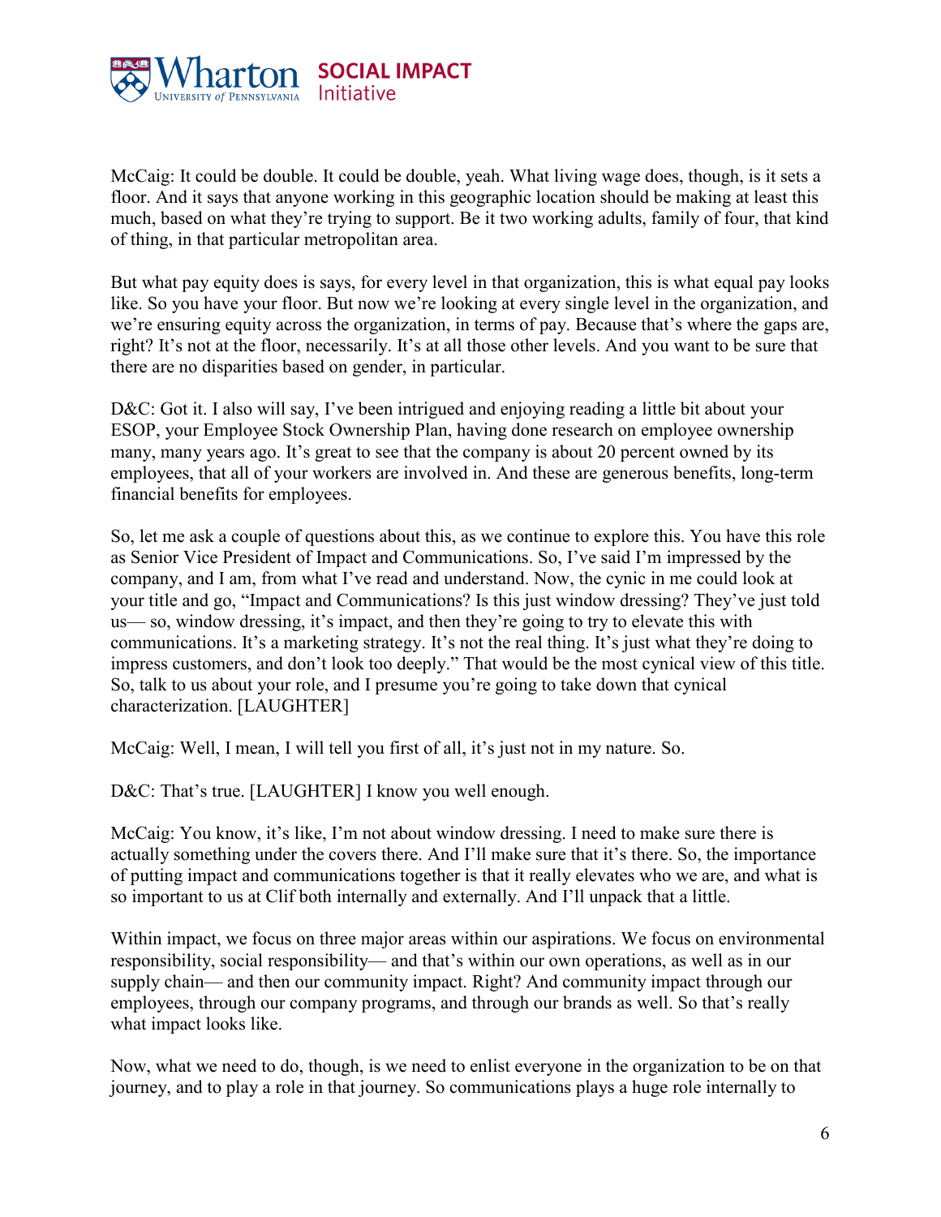McCaig: It could be double. It could be double, yeah. What living wage does, though, is it sets a floor. And it says that anyone working in this geographic location should be making at least this much, based on what they're trying to support. Be it two working adults, family of four, that kind of thing, in that particular metropolitan area.

But what pay equity does is says, for every level in that organization, this is what equal pay looks like. So you have your floor. But now we're looking at every single level in the organization, and we're ensuring equity across the organization, in terms of pay. Because that's where the gaps are, right? It's not at the floor, necessarily. It's at all those other levels. And you want to be sure that there are no disparities based on gender, in particular.

D&C: Got it. I also will say, I've been intrigued and enjoying reading a little bit about your ESOP, your Employee Stock Ownership Plan, having done research on employee ownership many, many years ago. It's great to see that the company is about 20 percent owned by its employees, that all of your workers are involved in. And these are generous benefits, long-term financial benefits for employees.

So, let me ask a couple of questions about this, as we continue to explore this. You have this role as Senior Vice President of Impact and Communications. So, I've said I'm impressed by the company, and I am, from what I've read and understand. Now, the cynic in me could look at your title and go, "Impact and Communications? Is this just window dressing? They've just told us— so, window dressing, it's impact, and then they're going to try to elevate this with communications. It's a marketing strategy. It's not the real thing. It's just what they're doing to impress customers, and don't look too deeply." That would be the most cynical view of this title. So, talk to us about your role, and I presume you're going to take down that cynical characterization. [LAUGHTER]

McCaig: Well, I mean, I will tell you first of all, it's just not in my nature. So.

D&C: That's true. [LAUGHTER] I know you well enough.

McCaig: You know, it's like, I'm not about window dressing. I need to make sure there is actually something under the covers there. And I'll make sure that it's there. So, the importance of putting impact and communications together is that it really elevates who we are, and what is so important to us at Clif both internally and externally. And I'll unpack that a little.

Within impact, we focus on three major areas within our aspirations. We focus on environmental responsibility, social responsibility— and that's within our own operations, as well as in our supply chain— and then our community impact. Right? And community impact through our employees, through our company programs, and through our brands as well. So that's really what impact looks like.

Now, what we need to do, though, is we need to enlist everyone in the organization to be on that journey, and to play a role in that journey. So communications plays a huge role internally to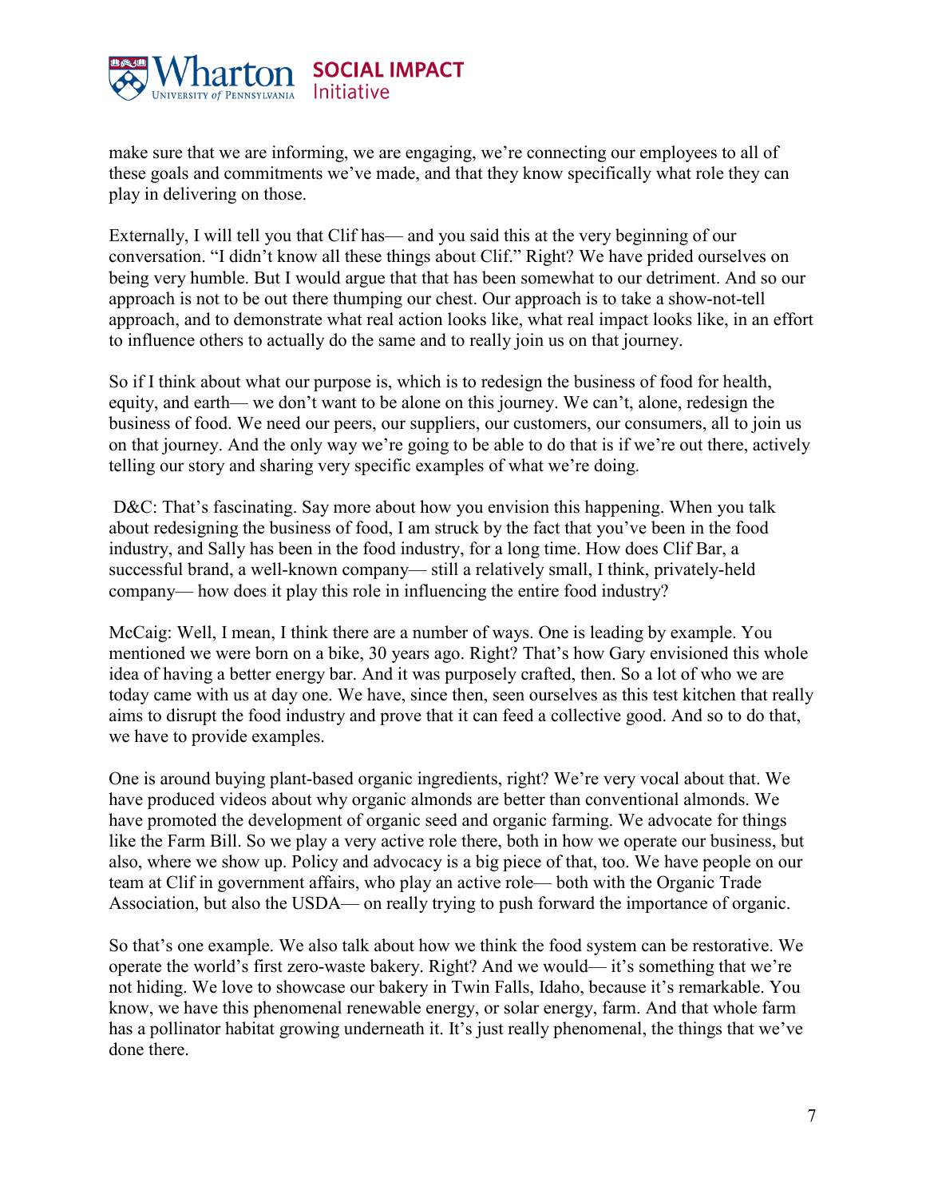make sure that we are informing, we are engaging, we're connecting our employees to all of these goals and commitments we've made, and that they know specifically what role they can play in delivering on those.

Externally, I will tell you that Clif has— and you said this at the very beginning of our conversation. "I didn't know all these things about Clif." Right? We have prided ourselves on being very humble. But I would argue that that has been somewhat to our detriment. And so our approach is not to be out there thumping our chest. Our approach is to take a show-not-tell approach, and to demonstrate what real action looks like, what real impact looks like, in an effort to influence others to actually do the same and to really join us on that journey.

So if I think about what our purpose is, which is to redesign the business of food for health, equity, and earth— we don't want to be alone on this journey. We can't, alone, redesign the business of food. We need our peers, our suppliers, our customers, our consumers, all to join us on that journey. And the only way we're going to be able to do that is if we're out there, actively telling our story and sharing very specific examples of what we're doing.

D&C: That's fascinating. Say more about how you envision this happening. When you talk about redesigning the business of food, I am struck by the fact that you've been in the food industry, and Sally has been in the food industry, for a long time. How does Clif Bar, a successful brand, a well-known company— still a relatively small, I think, privately-held company— how does it play this role in influencing the entire food industry?

McCaig: Well, I mean, I think there are a number of ways. One is leading by example. You mentioned we were born on a bike, 30 years ago. Right? That's how Gary envisioned this whole idea of having a better energy bar. And it was purposely crafted, then. So a lot of who we are today came with us at day one. We have, since then, seen ourselves as this test kitchen that really aims to disrupt the food industry and prove that it can feed a collective good. And so to do that, we have to provide examples.

One is around buying plant-based organic ingredients, right? We're very vocal about that. We have produced videos about why organic almonds are better than conventional almonds. We have promoted the development of organic seed and organic farming. We advocate for things like the Farm Bill. So we play a very active role there, both in how we operate our business, but also, where we show up. Policy and advocacy is a big piece of that, too. We have people on our team at Clif in government affairs, who play an active role— both with the Organic Trade Association, but also the USDA— on really trying to push forward the importance of organic.

So that's one example. We also talk about how we think the food system can be restorative. We operate the world's first zero-waste bakery. Right? And we would— it's something that we're not hiding. We love to showcase our bakery in Twin Falls, Idaho, because it's remarkable. You know, we have this phenomenal renewable energy, or solar energy, farm. And that whole farm has a pollinator habitat growing underneath it. It's just really phenomenal, the things that we've done there.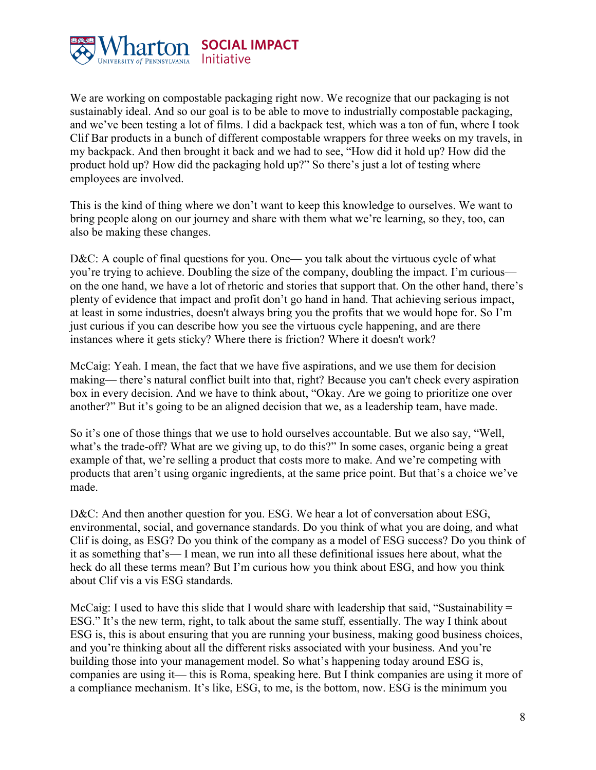We are working on compostable packaging right now. We recognize that our packaging is not sustainably ideal. And so our goal is to be able to move to industrially compostable packaging, and we've been testing a lot of films. I did a backpack test, which was a ton of fun, where I took Clif Bar products in a bunch of different compostable wrappers for three weeks on my travels, in my backpack. And then brought it back and we had to see, "How did it hold up? How did the product hold up? How did the packaging hold up?" So there's just a lot of testing where employees are involved.

This is the kind of thing where we don't want to keep this knowledge to ourselves. We want to bring people along on our journey and share with them what we're learning, so they, too, can also be making these changes.

D&C: A couple of final questions for you. One— you talk about the virtuous cycle of what you're trying to achieve. Doubling the size of the company, doubling the impact. I'm curious— on the one hand, we have a lot of rhetoric and stories that support that. On the other hand, there's plenty of evidence that impact and profit don't go hand in hand. That achieving serious impact, at least in some industries, doesn't always bring you the profits that we would hope for. So I'm just curious if you can describe how you see the virtuous cycle happening, and are there instances where it gets sticky? Where there is friction? Where it doesn't work?

McCaig: Yeah. I mean, the fact that we have five aspirations, and we use them for decision making— there's natural conflict built into that, right? Because you can't check every aspiration box in every decision. And we have to think about, "Okay. Are we going to prioritize one over another?" But it's going to be an aligned decision that we, as a leadership team, have made.

So it's one of those things that we use to hold ourselves accountable. But we also say, "Well, what's the trade-off? What are we giving up, to do this?" In some cases, organic being a great example of that, we're selling a product that costs more to make. And we're competing with products that aren't using organic ingredients, at the same price point. But that's a choice we've made.

D&C: And then another question for you. ESG. We hear a lot of conversation about ESG, environmental, social, and governance standards. Do you think of what you are doing, and what Clif is doing, as ESG? Do you think of the company as a model of ESG success? Do you think of it as something that's— I mean, we run into all these definitional issues here about, what the heck do all these terms mean? But I'm curious how you think about ESG, and how you think about Clif vis a vis ESG standards.

McCaig: I used to have this slide that I would share with leadership that said, "Sustainability = ESG." It's the new term, right, to talk about the same stuff, essentially. The way I think about ESG is, this is about ensuring that you are running your business, making good business choices, and you're thinking about all the different risks associated with your business. And you're building those into your management model. So what's happening today around ESG is, companies are using it— this is Roma, speaking here. But I think companies are using it more of a compliance mechanism. It's like, ESG, to me, is the bottom, now. ESG is the minimum you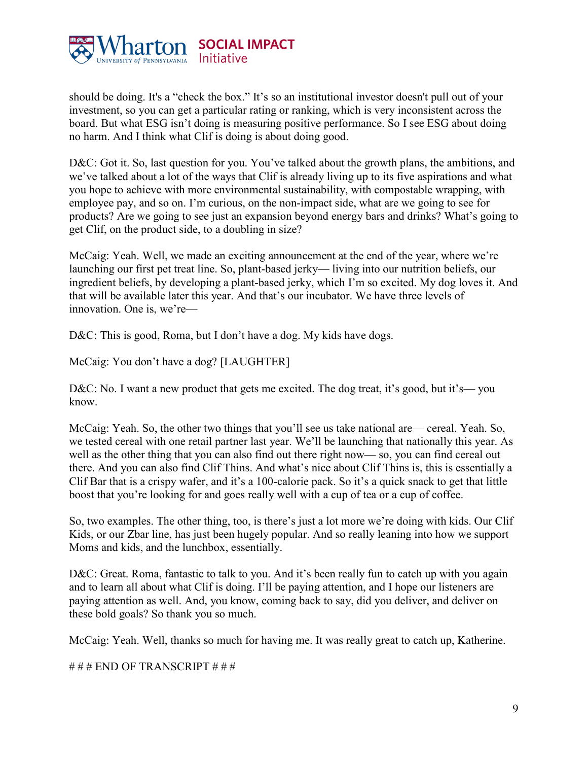should be doing. It's a "check the box." It's so an institutional investor doesn't pull out of your investment, so you can get a particular rating or ranking, which is very inconsistent across the board. But what ESG isn't doing is measuring positive performance. So I see ESG about doing no harm. And I think what Clif is doing is about doing good.

D&C: Got it. So, last question for you. You've talked about the growth plans, the ambitions, and we've talked about a lot of the ways that Clif is already living up to its five aspirations and what you hope to achieve with more environmental sustainability, with compostable wrapping, with employee pay, and so on. I'm curious, on the non-impact side, what are we going to see for products? Are we going to see just an expansion beyond energy bars and drinks? What's going to get Clif, on the product side, to a doubling in size?

McCaig: Yeah. Well, we made an exciting announcement at the end of the year, where we're launching our first pet treat line. So, plant-based jerky— living into our nutrition beliefs, our ingredient beliefs, by developing a plant-based jerky, which I'm so excited. My dog loves it. And that will be available later this year. And that's our incubator. We have three levels of innovation. One is, we're—

D&C: This is good, Roma, but I don't have a dog. My kids have dogs.

McCaig: You don't have a dog? [LAUGHTER]

D&C: No. I want a new product that gets me excited. The dog treat, it's good, but it's— you know.

McCaig: Yeah. So, the other two things that you'll see us take national are— cereal. Yeah. So, we tested cereal with one retail partner last year. We'll be launching that nationally this year. As well as the other thing that you can also find out there right now— so, you can find cereal out there. And you can also find Clif Thins. And what's nice about Clif Thins is, this is essentially a Clif Bar that is a crispy wafer, and it's a 100-calorie pack. So it's a quick snack to get that little boost that you're looking for and goes really well with a cup of tea or a cup of coffee.

So, two examples. The other thing, too, is there's just a lot more we're doing with kids. Our Clif Kids, or our Zbar line, has just been hugely popular. And so really leaning into how we support Moms and kids, and the lunchbox, essentially.

D&C: Great. Roma, fantastic to talk to you. And it's been really fun to catch up with you again and to learn all about what Clif is doing. I'll be paying attention, and I hope our listeners are paying attention as well. And, you know, coming back to say, did you deliver, and deliver on these bold goals? So thank you so much.

McCaig: Yeah. Well, thanks so much for having me. It was really great to catch up, Katherine.

# # # END OF TRANSCRIPT # # #